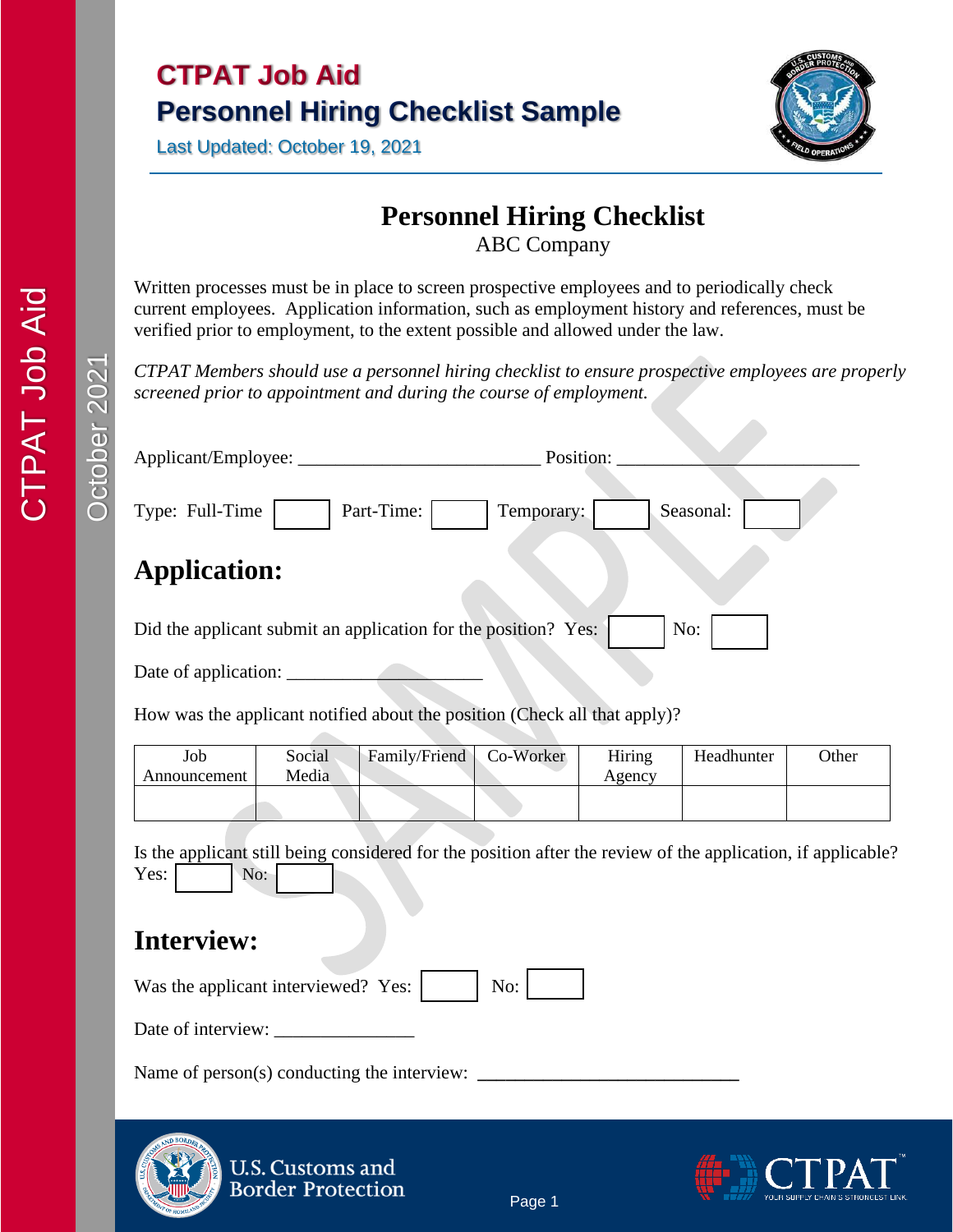# CTPAT Job Aid
## Personnel Hiring Checklist Sample

Last Updated: October 19, 2021

# Personnel Hiring Checklist

ABC Company

Written processes must be in place to screen prospective employees and to periodically check current employees. Application information, such as employment history and references, must be verified prior to employment, to the extent possible and allowed under the law.

*CTPAT Members should use a personnel hiring checklist to ensure prospective employees are properly screened prior to appointment and during the course of employment.*

Applicant/Employee: _________________________ Position: _________________________

Type: Full-Time [ ] Part-Time: [ ] Temporary: [ ] Seasonal: [ ]

## Application:

Did the applicant submit an application for the position? Yes: [ ] No: [ ]

Date of application: ____________________

How was the applicant notified about the position (Check all that apply)?

| Job Announcement | Social Media | Family/Friend | Co-Worker | Hiring Agency | Headhunter | Other |
|---|---|---|---|---|---|---|
| | | | | | | |

Is the applicant still being considered for the position after the review of the application, if applicable? Yes: [ ] No: [ ]

## Interview:

Was the applicant interviewed? Yes: [ ] No: [ ]

Date of interview: _______________

Name of person(s) conducting the interview: ___________________________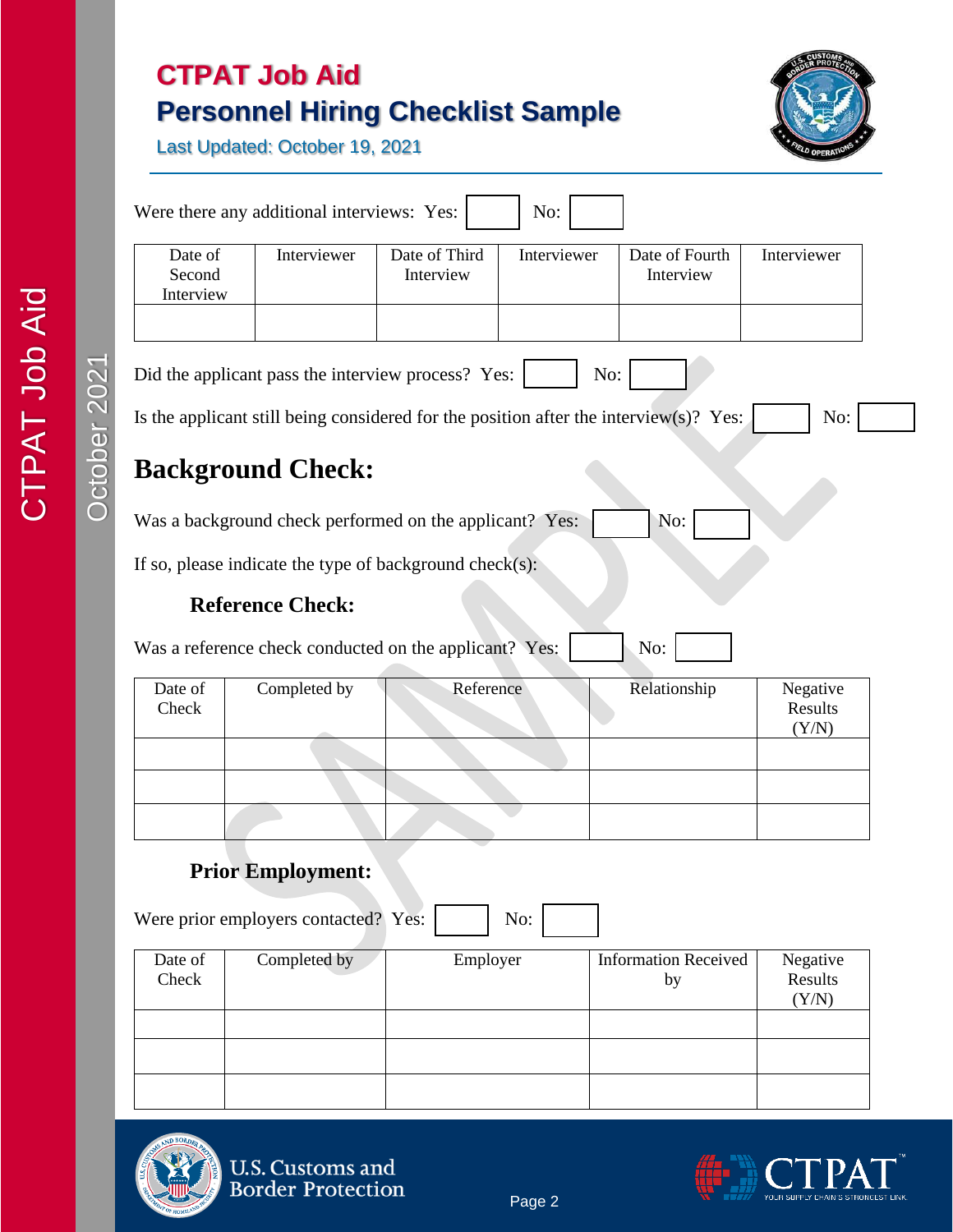Were there any additional interviews: Yes: ☐ No: ☐

| Date of Second Interview | Interviewer | Date of Third Interview | Interviewer | Date of Fourth Interview | Interviewer |
|---|---|---|---|---|---|
| | | | | | |

Did the applicant pass the interview process? Yes: ☐ No: ☐

Is the applicant still being considered for the position after the interview(s)? Yes: ☐ No: ☐

## Background Check:

Was a background check performed on the applicant? Yes: ☐ No: ☐

If so, please indicate the type of background check(s):

### Reference Check:

Was a reference check conducted on the applicant? Yes: ☐ No: ☐

| Date of Check | Completed by | Reference | Relationship | Negative Results (Y/N) |
|---|---|---|---|---|
| | | | | |
| | | | | |
| | | | | |

### Prior Employment:

Were prior employers contacted? Yes: ☐ No: ☐

| Date of Check | Completed by | Employer | Information Received by | Negative Results (Y/N) |
|---|---|---|---|---|
| | | | | |
| | | | | |
| | | | | |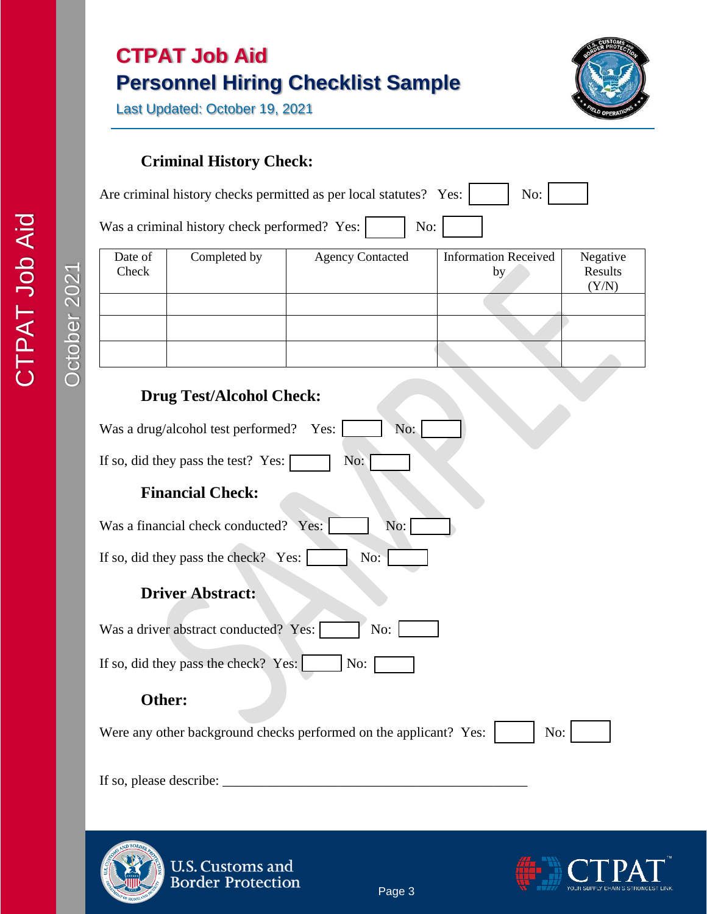# CTPAT Job Aid

## Personnel Hiring Checklist Sample

Last Updated: October 19, 2021

### Criminal History Check:

Are criminal history checks permitted as per local statutes? Yes: [ ] No: [ ]

Was a criminal history check performed? Yes: [ ] No: [ ]

| Date of Check | Completed by | Agency Contacted | Information Received by | Negative Results (Y/N) |
|---|---|---|---|---|
| | | | | |
| | | | | |
| | | | | |

### Drug Test/Alcohol Check:

Was a drug/alcohol test performed? Yes: [ ] No: [ ]

If so, did they pass the test? Yes: [ ] No: [ ]

### Financial Check:

Was a financial check conducted? Yes: [ ] No: [ ]

If so, did they pass the check? Yes: [ ] No: [ ]

### Driver Abstract:

Was a driver abstract conducted? Yes: [ ] No: [ ]

If so, did they pass the check? Yes: [ ] No: [ ]

### Other:

Were any other background checks performed on the applicant? Yes: [ ] No: [ ]

If so, please describe: ____________________________________________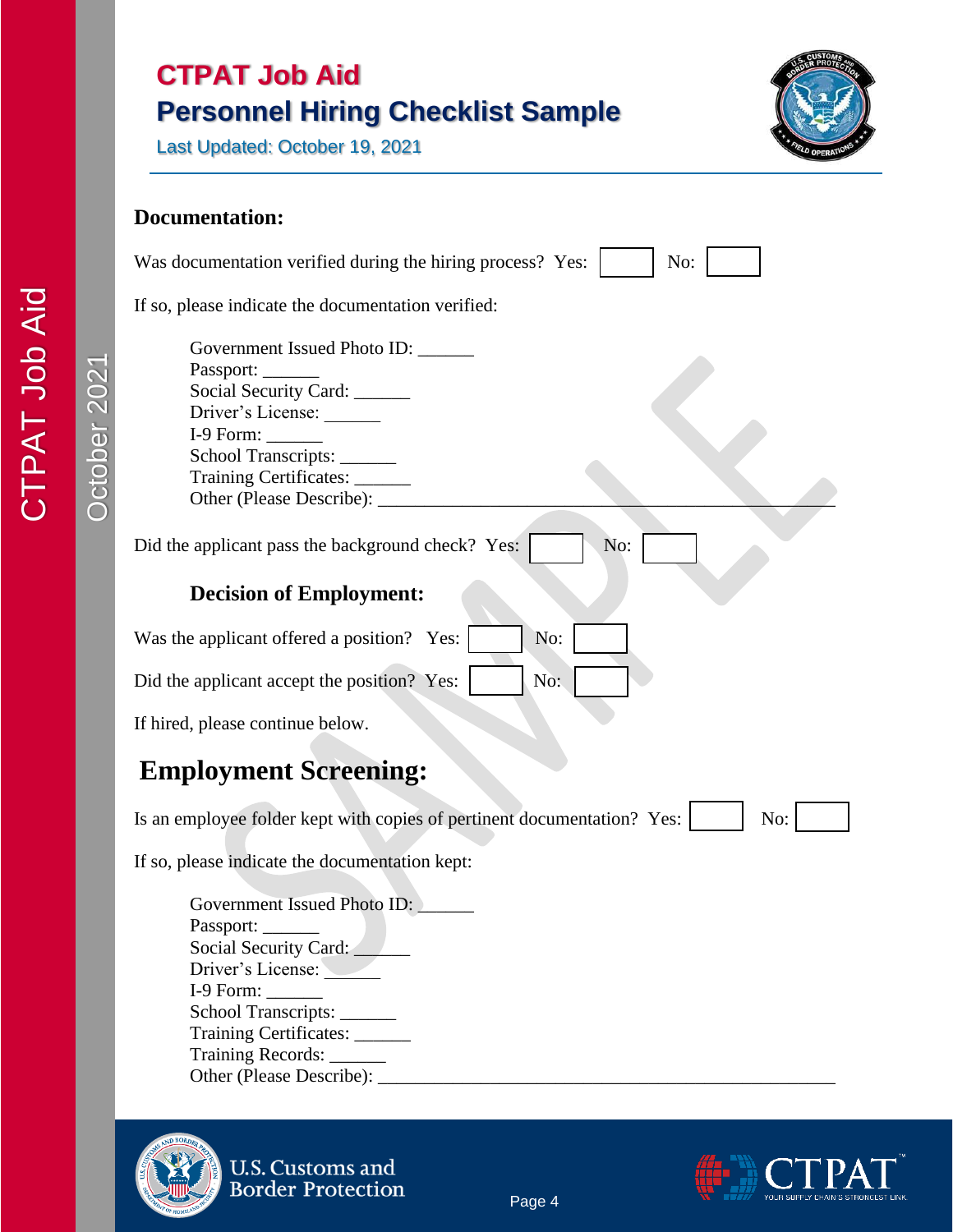# CTPAT Job Aid

## Personnel Hiring Checklist Sample

Last Updated: October 19, 2021

**Documentation:**

Was documentation verified during the hiring process? Yes: ☐ No: ☐

If so, please indicate the documentation verified:

Government Issued Photo ID: ______
Passport: ______
Social Security Card: ______
Driver's License: ______
I-9 Form: ______
School Transcripts: ______
Training Certificates: ______
Other (Please Describe): ________________________________________________

Did the applicant pass the background check? Yes: ☐ No: ☐

**Decision of Employment:**

Was the applicant offered a position? Yes: ☐ No: ☐

Did the applicant accept the position? Yes: ☐ No: ☐

If hired, please continue below.

## Employment Screening:

Is an employee folder kept with copies of pertinent documentation? Yes: ☐ No: ☐

If so, please indicate the documentation kept:

Government Issued Photo ID: ______
Passport: ______
Social Security Card: ______
Driver's License: ______
I-9 Form: ______
School Transcripts: ______
Training Certificates: ______
Training Records: ______
Other (Please Describe): ________________________________________________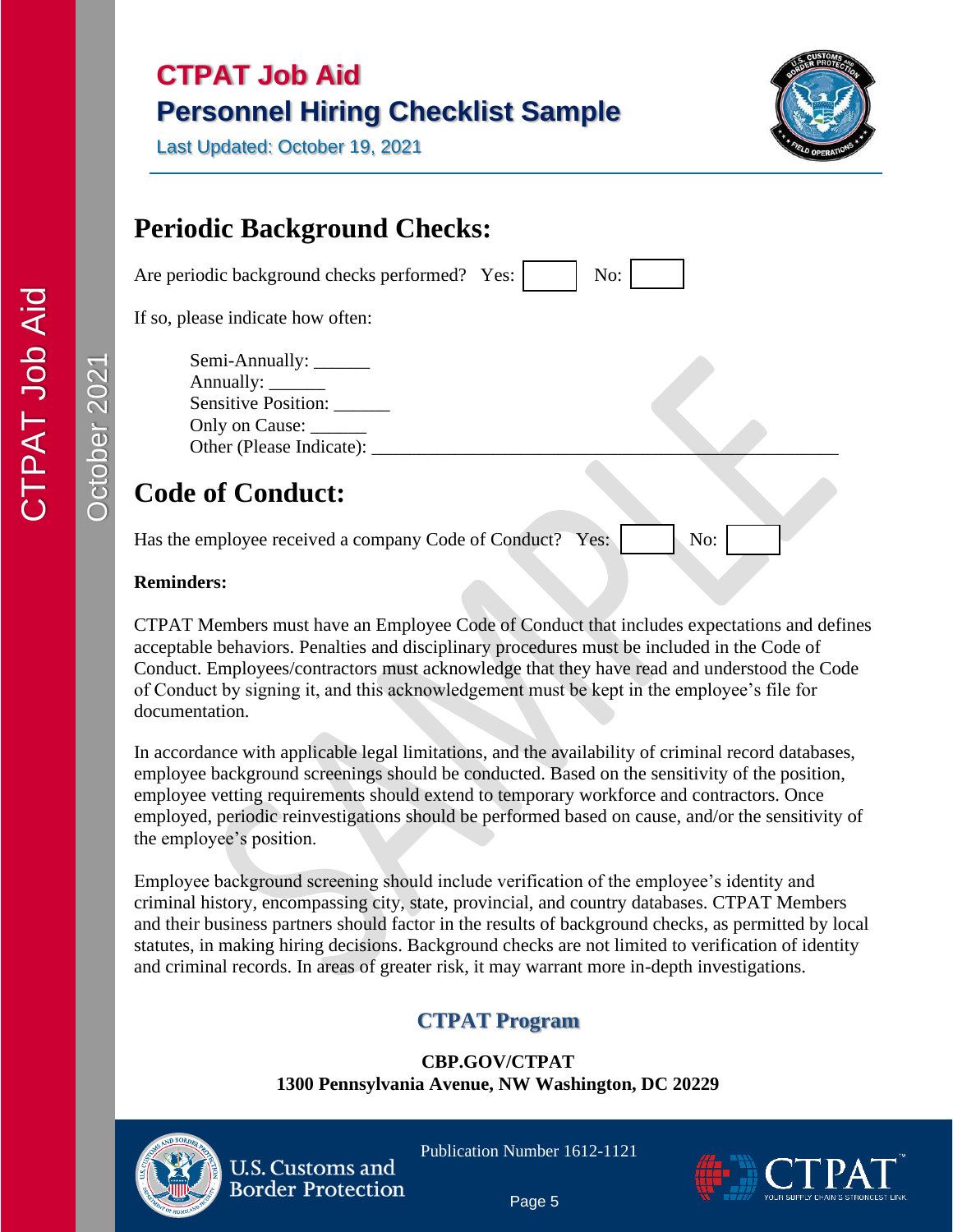## Periodic Background Checks:

Are periodic background checks performed? Yes: [ ] No: [ ]

If so, please indicate how often:

Semi-Annually: ______
Annually: ______
Sensitive Position: ______
Only on Cause: ______
Other (Please Indicate): ________________________________________________

## Code of Conduct:

Has the employee received a company Code of Conduct? Yes: [ ] No: [ ]

**Reminders:**

CTPAT Members must have an Employee Code of Conduct that includes expectations and defines acceptable behaviors. Penalties and disciplinary procedures must be included in the Code of Conduct. Employees/contractors must acknowledge that they have read and understood the Code of Conduct by signing it, and this acknowledgement must be kept in the employee's file for documentation.

In accordance with applicable legal limitations, and the availability of criminal record databases, employee background screenings should be conducted. Based on the sensitivity of the position, employee vetting requirements should extend to temporary workforce and contractors. Once employed, periodic reinvestigations should be performed based on cause, and/or the sensitivity of the employee's position.

Employee background screening should include verification of the employee's identity and criminal history, encompassing city, state, provincial, and country databases. CTPAT Members and their business partners should factor in the results of background checks, as permitted by local statutes, in making hiring decisions. Background checks are not limited to verification of identity and criminal records. In areas of greater risk, it may warrant more in-depth investigations.

**CTPAT Program**

**CBP.GOV/CTPAT**
**1300 Pennsylvania Avenue, NW Washington, DC 20229**

Publication Number 1612-1121